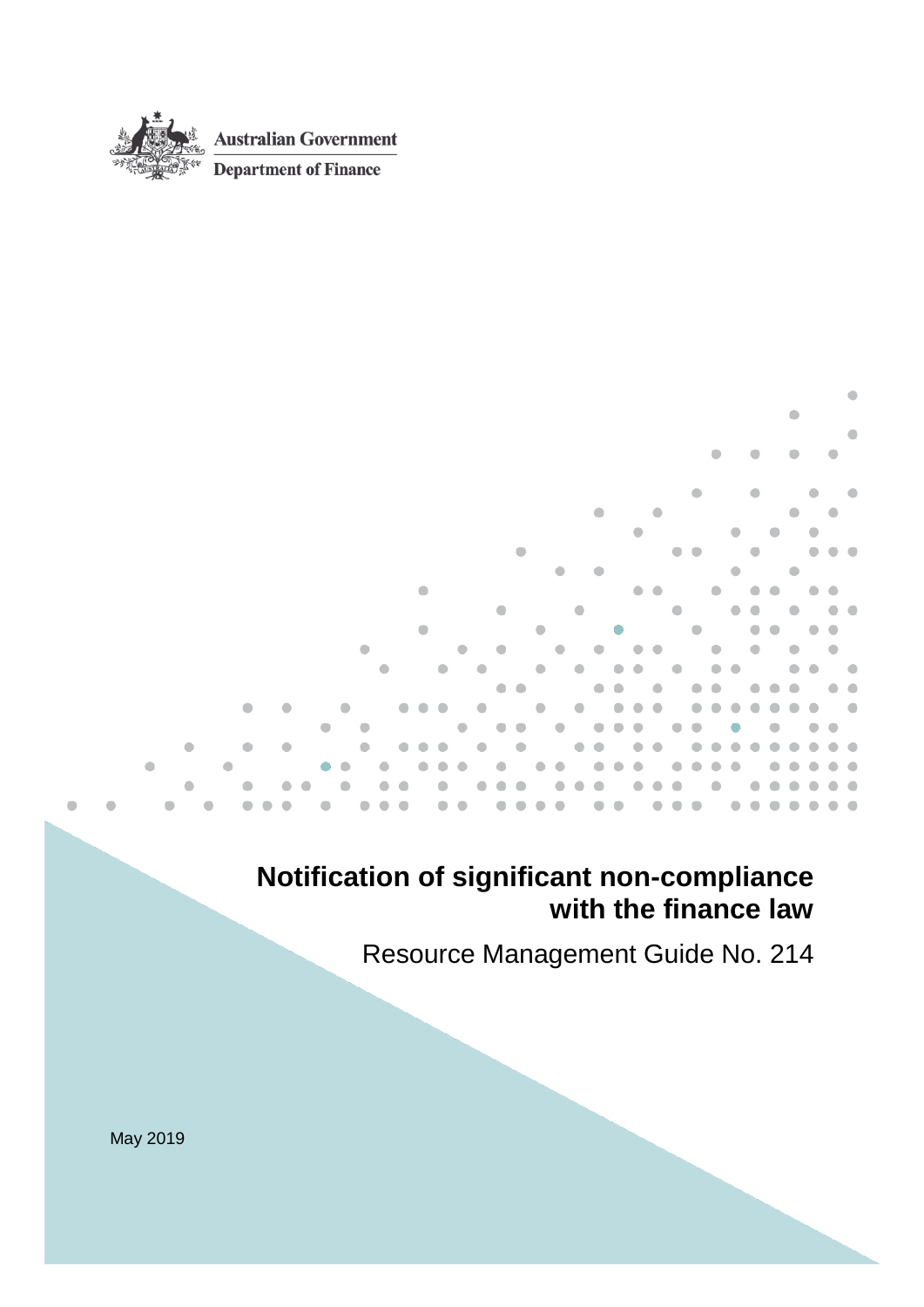Australian Government

Department of Finance

# Notification of significant non-compliance with the finance law

Resource Management Guide No. 214

May 2019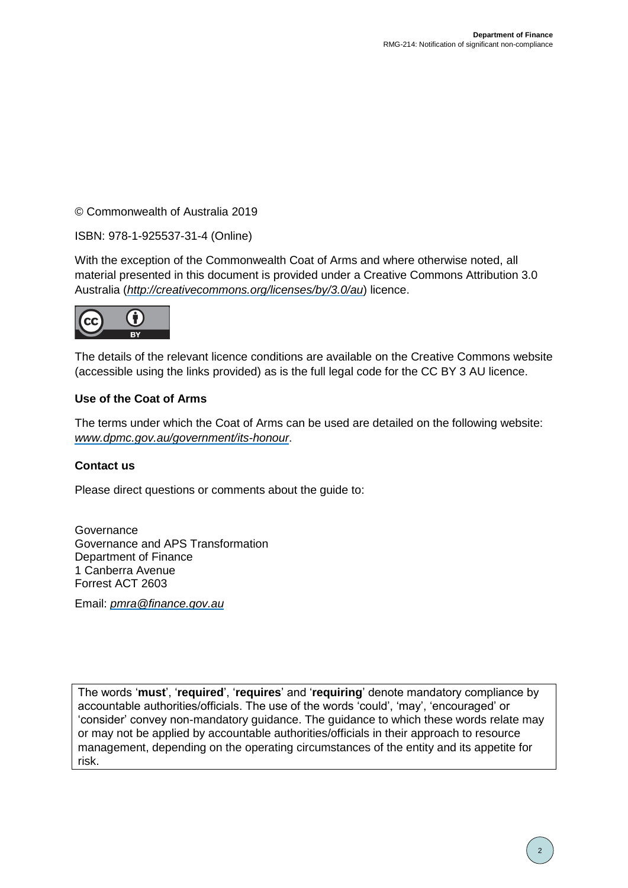© Commonwealth of Australia 2019

ISBN: 978-1-925537-31-4 (Online)

With the exception of the Commonwealth Coat of Arms and where otherwise noted, all material presented in this document is provided under a Creative Commons Attribution 3.0 Australia (*http://creativecommons.org/licenses/by/3.0/au*) licence.

The details of the relevant licence conditions are available on the Creative Commons website (accessible using the links provided) as is the full legal code for the CC BY 3 AU licence.

**Use of the Coat of Arms**

The terms under which the Coat of Arms can be used are detailed on the following website: *www.dpmc.gov.au/government/its-honour*.

**Contact us**

Please direct questions or comments about the guide to:

Governance
Governance and APS Transformation
Department of Finance
1 Canberra Avenue
Forrest ACT 2603

Email: *pmra@finance.gov.au*

The words '**must**', '**required**', '**requires**' and '**requiring**' denote mandatory compliance by accountable authorities/officials. The use of the words 'could', 'may', 'encouraged' or 'consider' convey non-mandatory guidance. The guidance to which these words relate may or may not be applied by accountable authorities/officials in their approach to resource management, depending on the operating circumstances of the entity and its appetite for risk.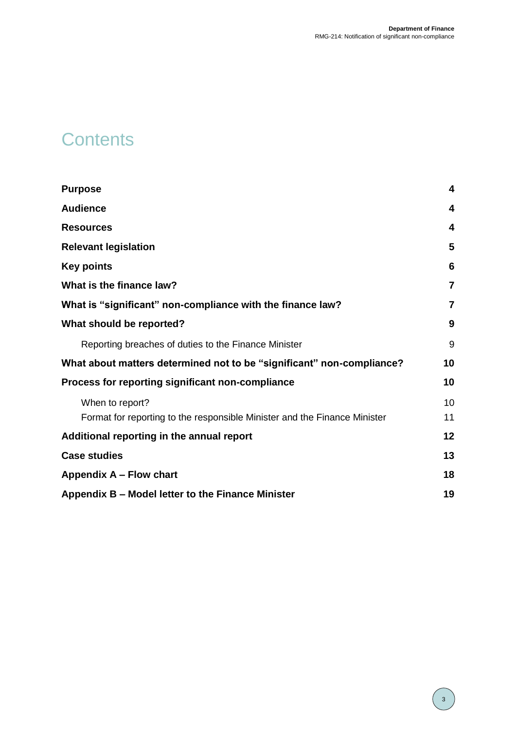# Contents

| | |
|---|---|
| **Purpose** | **4** |
| **Audience** | **4** |
| **Resources** | **4** |
| **Relevant legislation** | **5** |
| **Key points** | **6** |
| **What is the finance law?** | **7** |
| **What is "significant" non-compliance with the finance law?** | **7** |
| **What should be reported?** | **9** |
| Reporting breaches of duties to the Finance Minister | 9 |
| **What about matters determined not to be "significant" non-compliance?** | **10** |
| **Process for reporting significant non-compliance** | **10** |
| When to report? | 10 |
| Format for reporting to the responsible Minister and the Finance Minister | 11 |
| **Additional reporting in the annual report** | **12** |
| **Case studies** | **13** |
| **Appendix A – Flow chart** | **18** |
| **Appendix B – Model letter to the Finance Minister** | **19** |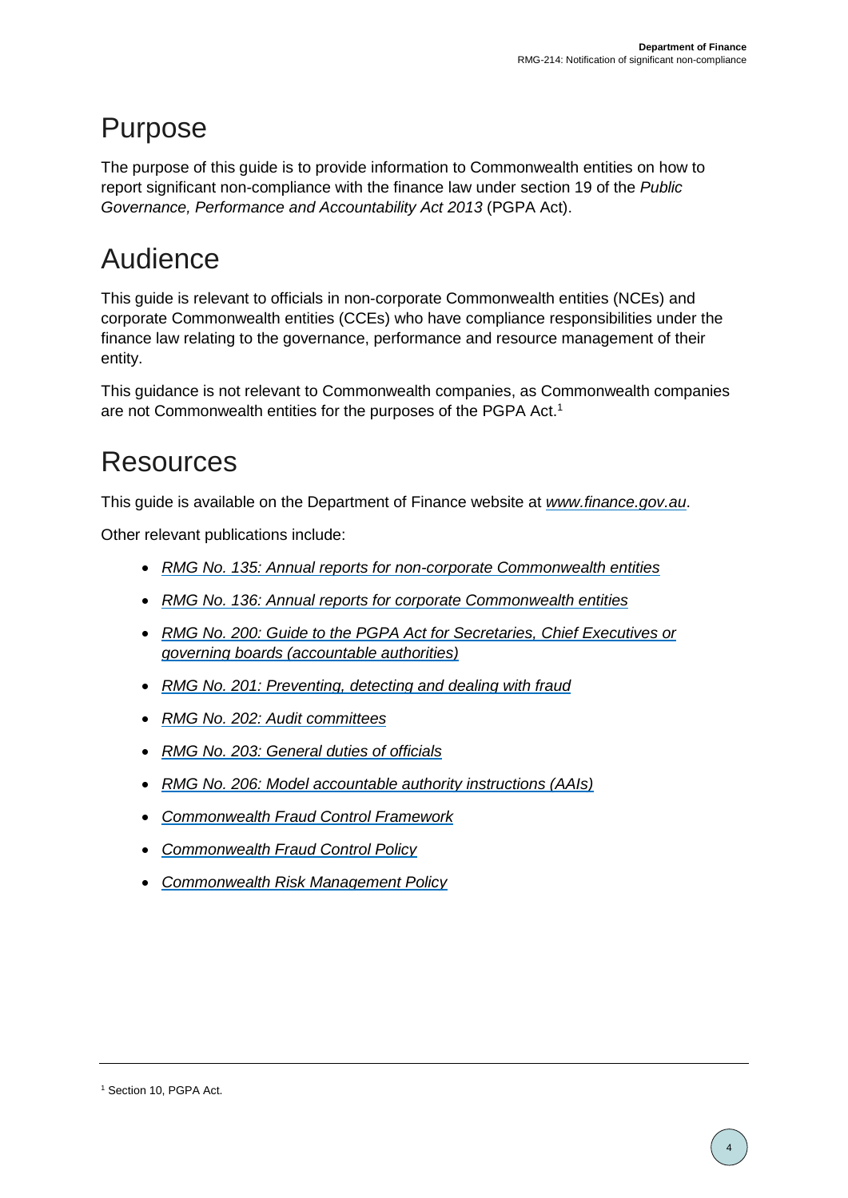# Purpose

The purpose of this guide is to provide information to Commonwealth entities on how to report significant non-compliance with the finance law under section 19 of the *Public Governance, Performance and Accountability Act 2013* (PGPA Act).

# Audience

This guide is relevant to officials in non-corporate Commonwealth entities (NCEs) and corporate Commonwealth entities (CCEs) who have compliance responsibilities under the finance law relating to the governance, performance and resource management of their entity.

This guidance is not relevant to Commonwealth companies, as Commonwealth companies are not Commonwealth entities for the purposes of the PGPA Act.[1]

# Resources

This guide is available on the Department of Finance website at *www.finance.gov.au*.

Other relevant publications include:

- *RMG No. 135: Annual reports for non-corporate Commonwealth entities*
- *RMG No. 136: Annual reports for corporate Commonwealth entities*
- *RMG No. 200: Guide to the PGPA Act for Secretaries, Chief Executives or governing boards (accountable authorities)*
- *RMG No. 201: Preventing, detecting and dealing with fraud*
- *RMG No. 202: Audit committees*
- *RMG No. 203: General duties of officials*
- *RMG No. 206: Model accountable authority instructions (AAIs)*
- *Commonwealth Fraud Control Framework*
- *Commonwealth Fraud Control Policy*
- *Commonwealth Risk Management Policy*

---

[1] Section 10, PGPA Act.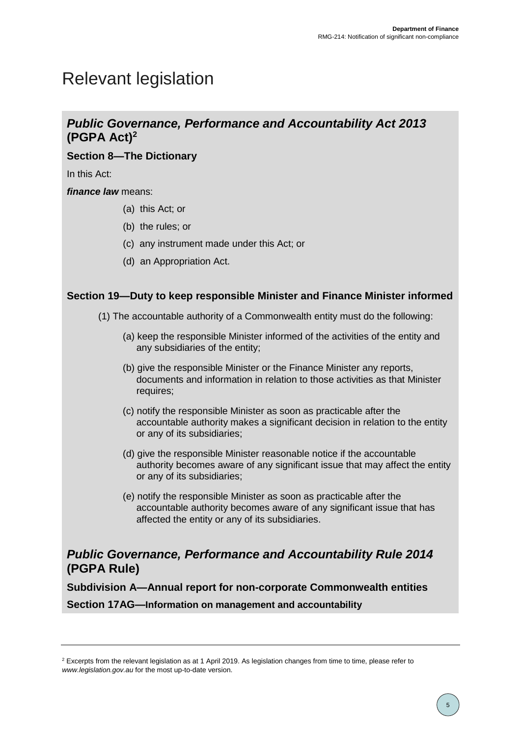# Relevant legislation

## *Public Governance, Performance and Accountability Act 2013* (PGPA Act)[2]

### Section 8—The Dictionary

In this Act:

***finance law*** means:

(a) this Act; or

(b) the rules; or

(c) any instrument made under this Act; or

(d) an Appropriation Act.

### Section 19—Duty to keep responsible Minister and Finance Minister informed

(1) The accountable authority of a Commonwealth entity must do the following:

(a) keep the responsible Minister informed of the activities of the entity and any subsidiaries of the entity;

(b) give the responsible Minister or the Finance Minister any reports, documents and information in relation to those activities as that Minister requires;

(c) notify the responsible Minister as soon as practicable after the accountable authority makes a significant decision in relation to the entity or any of its subsidiaries;

(d) give the responsible Minister reasonable notice if the accountable authority becomes aware of any significant issue that may affect the entity or any of its subsidiaries;

(e) notify the responsible Minister as soon as practicable after the accountable authority becomes aware of any significant issue that has affected the entity or any of its subsidiaries.

## *Public Governance, Performance and Accountability Rule 2014* (PGPA Rule)

### Subdivision A—Annual report for non-corporate Commonwealth entities

### Section 17AG—Information on management and accountability

---

[2] Excerpts from the relevant legislation as at 1 April 2019. As legislation changes from time to time, please refer to *www.legislation.gov.au* for the most up-to-date version.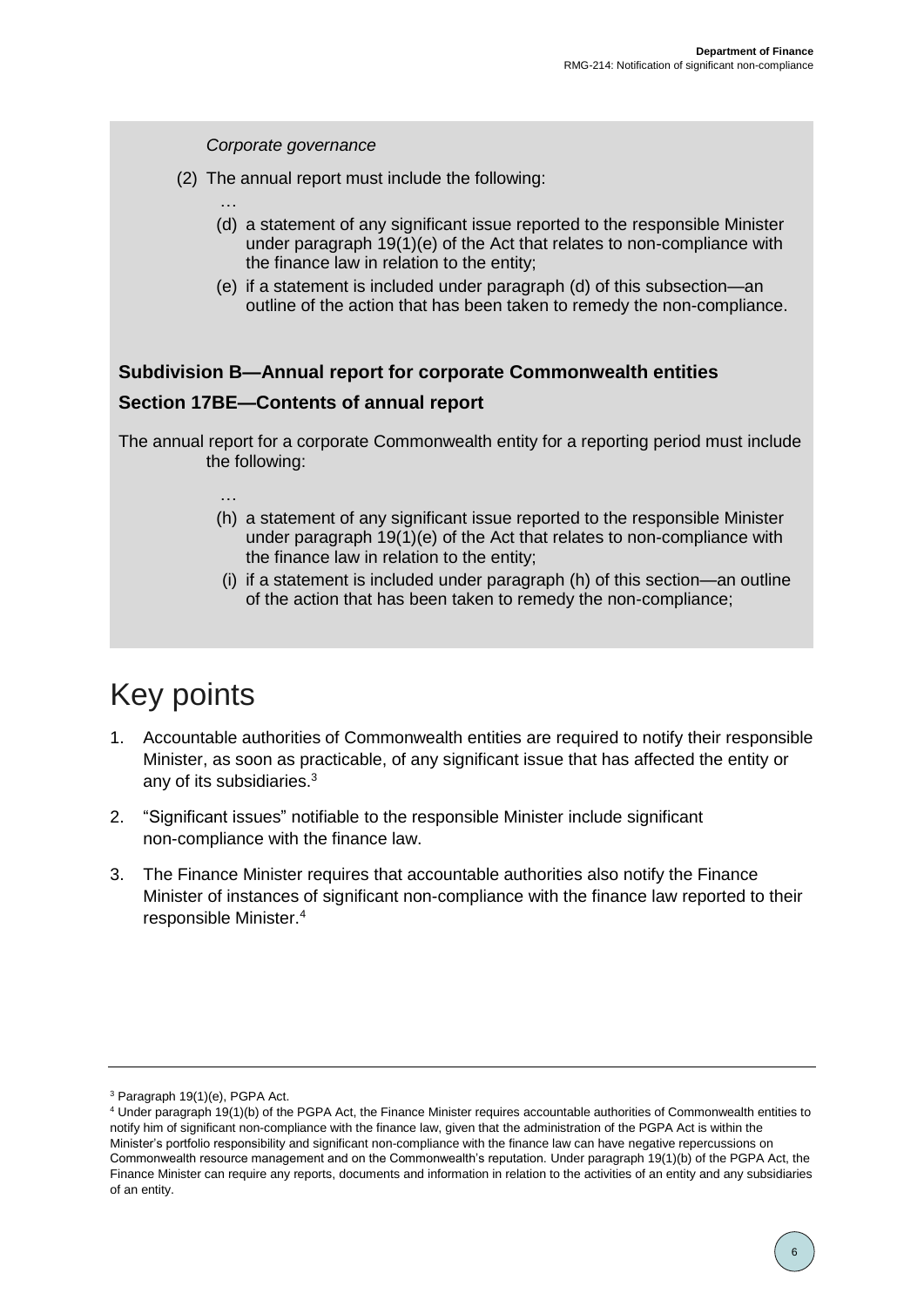*Corporate governance*

(2) The annual report must include the following:

…

(d) a statement of any significant issue reported to the responsible Minister under paragraph 19(1)(e) of the Act that relates to non-compliance with the finance law in relation to the entity;

(e) if a statement is included under paragraph (d) of this subsection—an outline of the action that has been taken to remedy the non-compliance.

**Subdivision B—Annual report for corporate Commonwealth entities**

**Section 17BE—Contents of annual report**

The annual report for a corporate Commonwealth entity for a reporting period must include the following:

…

(h) a statement of any significant issue reported to the responsible Minister under paragraph 19(1)(e) of the Act that relates to non-compliance with the finance law in relation to the entity;

(i) if a statement is included under paragraph (h) of this section—an outline of the action that has been taken to remedy the non-compliance;

# Key points

1. Accountable authorities of Commonwealth entities are required to notify their responsible Minister, as soon as practicable, of any significant issue that has affected the entity or any of its subsidiaries.[3]

2. "Significant issues" notifiable to the responsible Minister include significant non-compliance with the finance law.

3. The Finance Minister requires that accountable authorities also notify the Finance Minister of instances of significant non-compliance with the finance law reported to their responsible Minister.[4]

---

[3] Paragraph 19(1)(e), PGPA Act.

[4] Under paragraph 19(1)(b) of the PGPA Act, the Finance Minister requires accountable authorities of Commonwealth entities to notify him of significant non-compliance with the finance law, given that the administration of the PGPA Act is within the Minister's portfolio responsibility and significant non-compliance with the finance law can have negative repercussions on Commonwealth resource management and on the Commonwealth's reputation. Under paragraph 19(1)(b) of the PGPA Act, the Finance Minister can require any reports, documents and information in relation to the activities of an entity and any subsidiaries of an entity.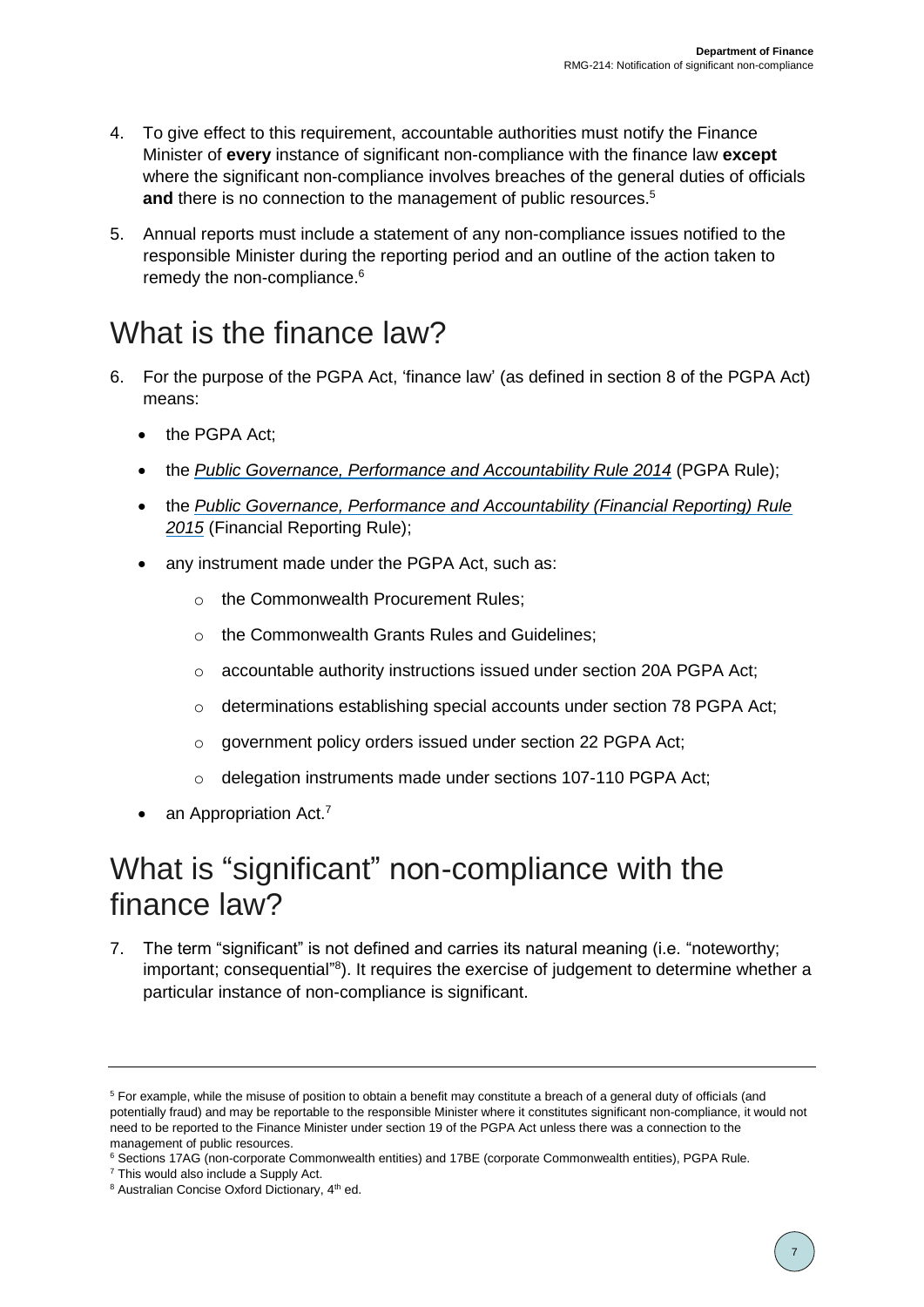4. To give effect to this requirement, accountable authorities must notify the Finance Minister of **every** instance of significant non-compliance with the finance law **except** where the significant non-compliance involves breaches of the general duties of officials **and** there is no connection to the management of public resources.[5]

5. Annual reports must include a statement of any non-compliance issues notified to the responsible Minister during the reporting period and an outline of the action taken to remedy the non-compliance.[6]

# What is the finance law?

6. For the purpose of the PGPA Act, 'finance law' (as defined in section 8 of the PGPA Act) means:

   - the PGPA Act;
   - the *Public Governance, Performance and Accountability Rule 2014* (PGPA Rule);
   - the *Public Governance, Performance and Accountability (Financial Reporting) Rule 2015* (Financial Reporting Rule);
   - any instrument made under the PGPA Act, such as:
     - the Commonwealth Procurement Rules;
     - the Commonwealth Grants Rules and Guidelines;
     - accountable authority instructions issued under section 20A PGPA Act;
     - determinations establishing special accounts under section 78 PGPA Act;
     - government policy orders issued under section 22 PGPA Act;
     - delegation instruments made under sections 107-110 PGPA Act;
   - an Appropriation Act.[7]

# What is "significant" non-compliance with the finance law?

7. The term "significant" is not defined and carries its natural meaning (i.e. "noteworthy; important; consequential"[8]). It requires the exercise of judgement to determine whether a particular instance of non-compliance is significant.

---

[5] For example, while the misuse of position to obtain a benefit may constitute a breach of a general duty of officials (and potentially fraud) and may be reportable to the responsible Minister where it constitutes significant non-compliance, it would not need to be reported to the Finance Minister under section 19 of the PGPA Act unless there was a connection to the management of public resources.

[6] Sections 17AG (non-corporate Commonwealth entities) and 17BE (corporate Commonwealth entities), PGPA Rule.

[7] This would also include a Supply Act.

[8] Australian Concise Oxford Dictionary, 4th ed.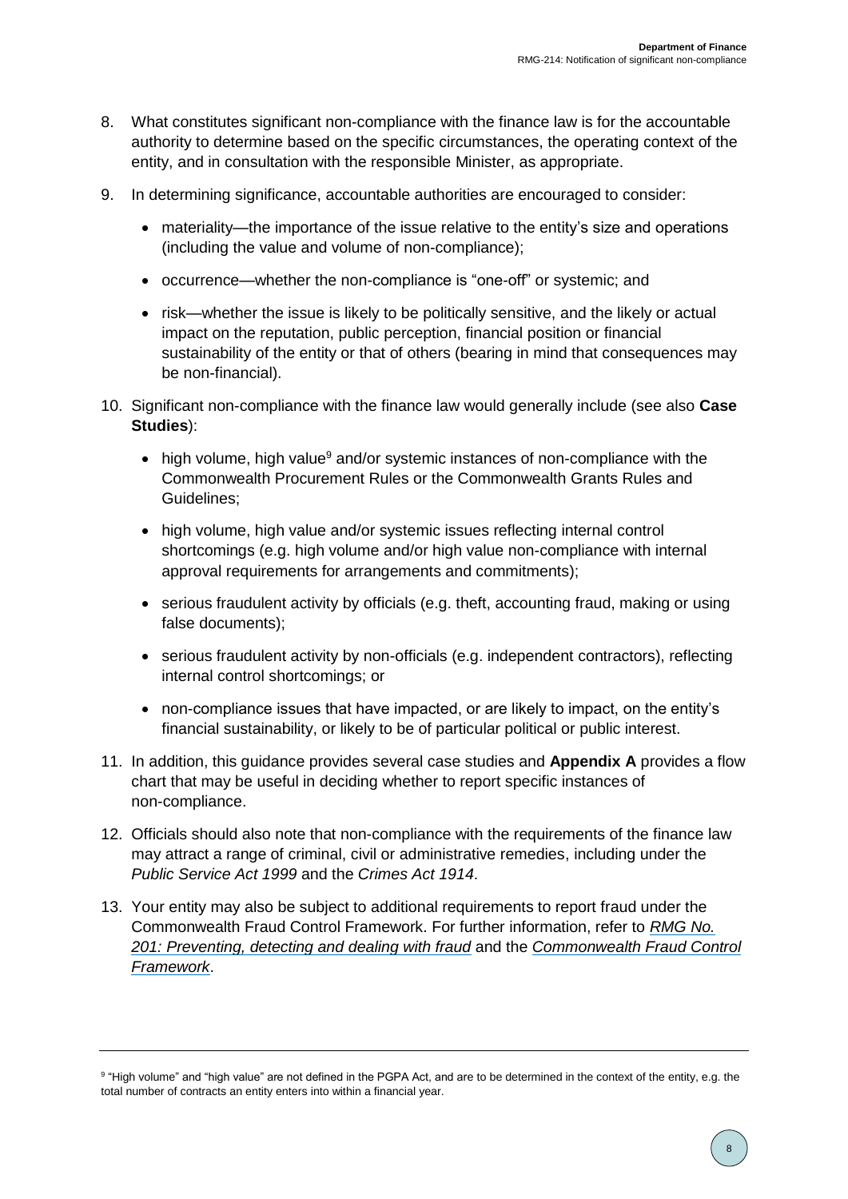8. What constitutes significant non-compliance with the finance law is for the accountable authority to determine based on the specific circumstances, the operating context of the entity, and in consultation with the responsible Minister, as appropriate.

9. In determining significance, accountable authorities are encouraged to consider:

   - materiality—the importance of the issue relative to the entity's size and operations (including the value and volume of non-compliance);
   - occurrence—whether the non-compliance is "one-off" or systemic; and
   - risk—whether the issue is likely to be politically sensitive, and the likely or actual impact on the reputation, public perception, financial position or financial sustainability of the entity or that of others (bearing in mind that consequences may be non-financial).

10. Significant non-compliance with the finance law would generally include (see also **Case Studies**):

    - high volume, high value[9] and/or systemic instances of non-compliance with the Commonwealth Procurement Rules or the Commonwealth Grants Rules and Guidelines;
    - high volume, high value and/or systemic issues reflecting internal control shortcomings (e.g. high volume and/or high value non-compliance with internal approval requirements for arrangements and commitments);
    - serious fraudulent activity by officials (e.g. theft, accounting fraud, making or using false documents);
    - serious fraudulent activity by non-officials (e.g. independent contractors), reflecting internal control shortcomings; or
    - non-compliance issues that have impacted, or are likely to impact, on the entity's financial sustainability, or likely to be of particular political or public interest.

11. In addition, this guidance provides several case studies and **Appendix A** provides a flow chart that may be useful in deciding whether to report specific instances of non-compliance.

12. Officials should also note that non-compliance with the requirements of the finance law may attract a range of criminal, civil or administrative remedies, including under the *Public Service Act 1999* and the *Crimes Act 1914*.

13. Your entity may also be subject to additional requirements to report fraud under the Commonwealth Fraud Control Framework. For further information, refer to *RMG No. 201: Preventing, detecting and dealing with fraud* and the *Commonwealth Fraud Control Framework*.

---

[9] "High volume" and "high value" are not defined in the PGPA Act, and are to be determined in the context of the entity, e.g. the total number of contracts an entity enters into within a financial year.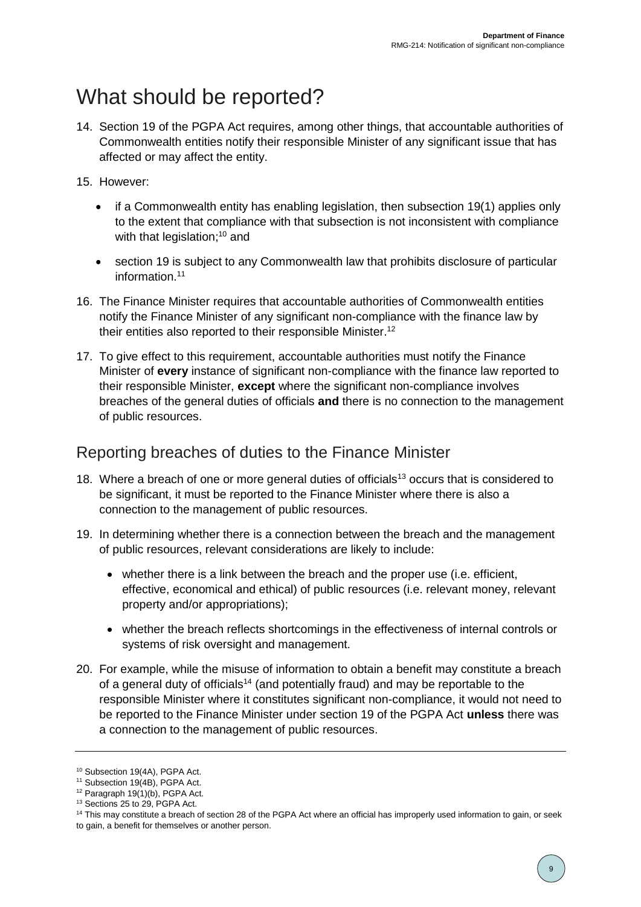# What should be reported?

14. Section 19 of the PGPA Act requires, among other things, that accountable authorities of Commonwealth entities notify their responsible Minister of any significant issue that has affected or may affect the entity.

15. However:

    - if a Commonwealth entity has enabling legislation, then subsection 19(1) applies only to the extent that compliance with that subsection is not inconsistent with compliance with that legislation;[10] and
    - section 19 is subject to any Commonwealth law that prohibits disclosure of particular information.[11]

16. The Finance Minister requires that accountable authorities of Commonwealth entities notify the Finance Minister of any significant non-compliance with the finance law by their entities also reported to their responsible Minister.[12]

17. To give effect to this requirement, accountable authorities must notify the Finance Minister of **every** instance of significant non-compliance with the finance law reported to their responsible Minister, **except** where the significant non-compliance involves breaches of the general duties of officials **and** there is no connection to the management of public resources.

## Reporting breaches of duties to the Finance Minister

18. Where a breach of one or more general duties of officials[13] occurs that is considered to be significant, it must be reported to the Finance Minister where there is also a connection to the management of public resources.

19. In determining whether there is a connection between the breach and the management of public resources, relevant considerations are likely to include:

    - whether there is a link between the breach and the proper use (i.e. efficient, effective, economical and ethical) of public resources (i.e. relevant money, relevant property and/or appropriations);
    - whether the breach reflects shortcomings in the effectiveness of internal controls or systems of risk oversight and management.

20. For example, while the misuse of information to obtain a benefit may constitute a breach of a general duty of officials[14] (and potentially fraud) and may be reportable to the responsible Minister where it constitutes significant non-compliance, it would not need to be reported to the Finance Minister under section 19 of the PGPA Act **unless** there was a connection to the management of public resources.

---

[10] Subsection 19(4A), PGPA Act.

[11] Subsection 19(4B), PGPA Act.

[12] Paragraph 19(1)(b), PGPA Act.

[13] Sections 25 to 29, PGPA Act.

[14] This may constitute a breach of section 28 of the PGPA Act where an official has improperly used information to gain, or seek to gain, a benefit for themselves or another person.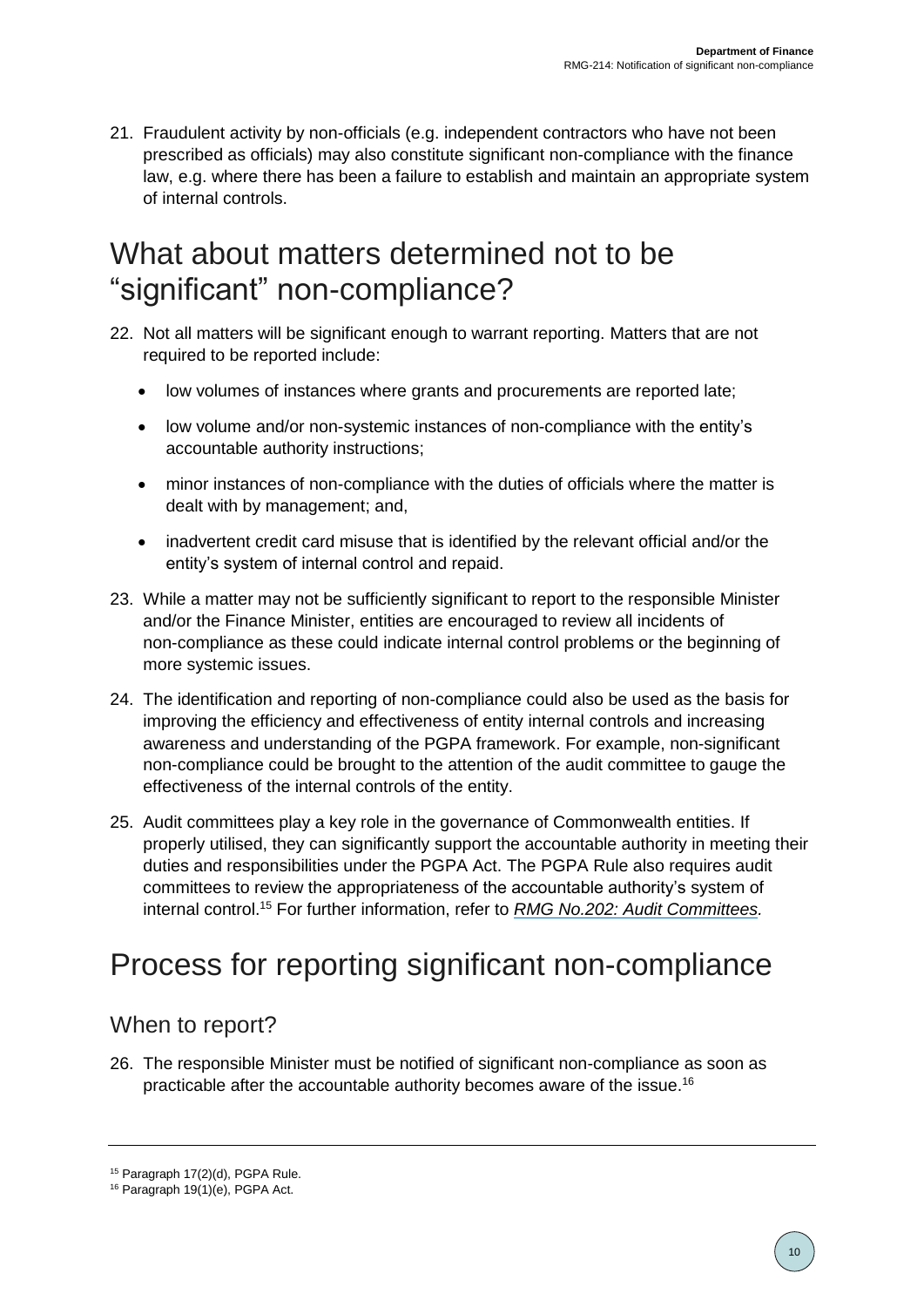21. Fraudulent activity by non-officials (e.g. independent contractors who have not been prescribed as officials) may also constitute significant non-compliance with the finance law, e.g. where there has been a failure to establish and maintain an appropriate system of internal controls.

# What about matters determined not to be "significant" non-compliance?

22. Not all matters will be significant enough to warrant reporting. Matters that are not required to be reported include:

    - low volumes of instances where grants and procurements are reported late;
    - low volume and/or non-systemic instances of non-compliance with the entity's accountable authority instructions;
    - minor instances of non-compliance with the duties of officials where the matter is dealt with by management; and,
    - inadvertent credit card misuse that is identified by the relevant official and/or the entity's system of internal control and repaid.

23. While a matter may not be sufficiently significant to report to the responsible Minister and/or the Finance Minister, entities are encouraged to review all incidents of non-compliance as these could indicate internal control problems or the beginning of more systemic issues.

24. The identification and reporting of non-compliance could also be used as the basis for improving the efficiency and effectiveness of entity internal controls and increasing awareness and understanding of the PGPA framework. For example, non-significant non-compliance could be brought to the attention of the audit committee to gauge the effectiveness of the internal controls of the entity.

25. Audit committees play a key role in the governance of Commonwealth entities. If properly utilised, they can significantly support the accountable authority in meeting their duties and responsibilities under the PGPA Act. The PGPA Rule also requires audit committees to review the appropriateness of the accountable authority's system of internal control.[15] For further information, refer to *RMG No.202: Audit Committees*.

# Process for reporting significant non-compliance

## When to report?

26. The responsible Minister must be notified of significant non-compliance as soon as practicable after the accountable authority becomes aware of the issue.[16]

---

[15] Paragraph 17(2)(d), PGPA Rule.

[16] Paragraph 19(1)(e), PGPA Act.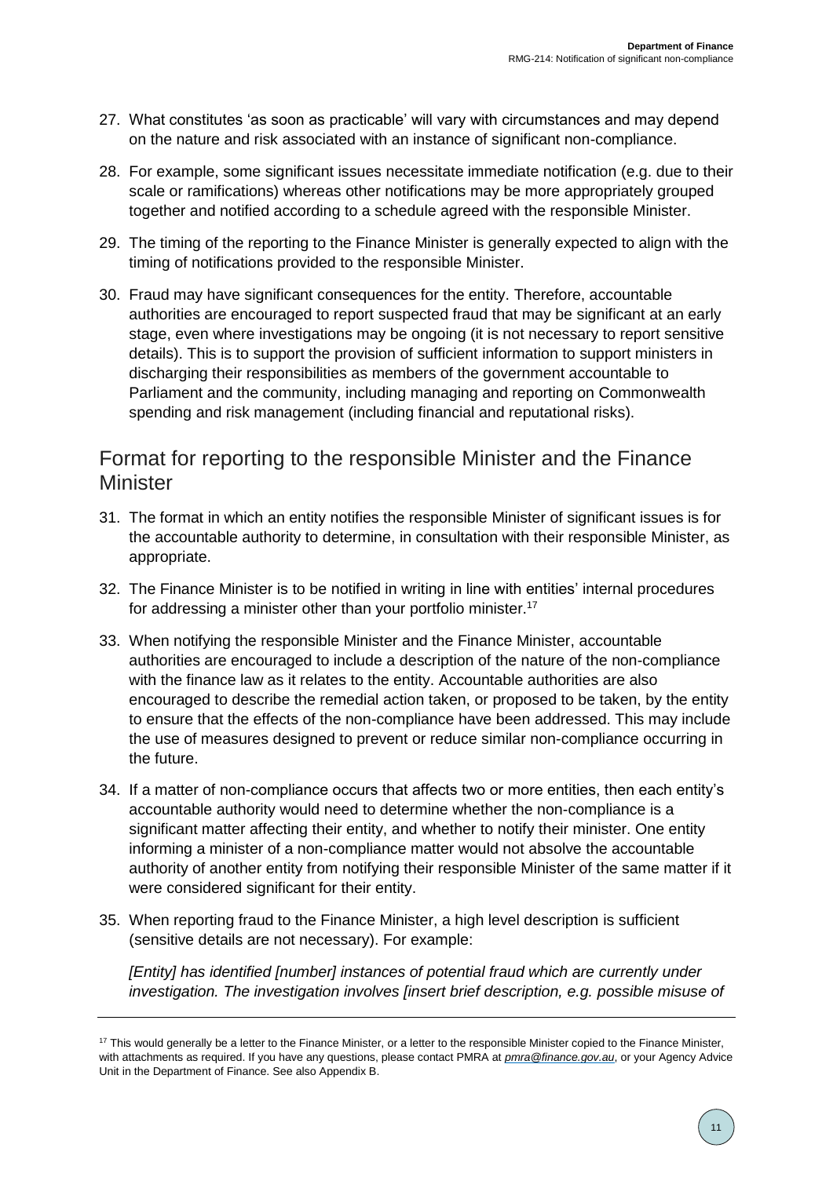27. What constitutes 'as soon as practicable' will vary with circumstances and may depend on the nature and risk associated with an instance of significant non-compliance.

28. For example, some significant issues necessitate immediate notification (e.g. due to their scale or ramifications) whereas other notifications may be more appropriately grouped together and notified according to a schedule agreed with the responsible Minister.

29. The timing of the reporting to the Finance Minister is generally expected to align with the timing of notifications provided to the responsible Minister.

30. Fraud may have significant consequences for the entity. Therefore, accountable authorities are encouraged to report suspected fraud that may be significant at an early stage, even where investigations may be ongoing (it is not necessary to report sensitive details). This is to support the provision of sufficient information to support ministers in discharging their responsibilities as members of the government accountable to Parliament and the community, including managing and reporting on Commonwealth spending and risk management (including financial and reputational risks).

## Format for reporting to the responsible Minister and the Finance Minister

31. The format in which an entity notifies the responsible Minister of significant issues is for the accountable authority to determine, in consultation with their responsible Minister, as appropriate.

32. The Finance Minister is to be notified in writing in line with entities' internal procedures for addressing a minister other than your portfolio minister.[17]

33. When notifying the responsible Minister and the Finance Minister, accountable authorities are encouraged to include a description of the nature of the non-compliance with the finance law as it relates to the entity. Accountable authorities are also encouraged to describe the remedial action taken, or proposed to be taken, by the entity to ensure that the effects of the non-compliance have been addressed. This may include the use of measures designed to prevent or reduce similar non-compliance occurring in the future.

34. If a matter of non-compliance occurs that affects two or more entities, then each entity's accountable authority would need to determine whether the non-compliance is a significant matter affecting their entity, and whether to notify their minister. One entity informing a minister of a non-compliance matter would not absolve the accountable authority of another entity from notifying their responsible Minister of the same matter if it were considered significant for their entity.

35. When reporting fraud to the Finance Minister, a high level description is sufficient (sensitive details are not necessary). For example:

    *[Entity] has identified [number] instances of potential fraud which are currently under investigation. The investigation involves [insert brief description, e.g. possible misuse of*

---

[17] This would generally be a letter to the Finance Minister, or a letter to the responsible Minister copied to the Finance Minister, with attachments as required. If you have any questions, please contact PMRA at *pmra@finance.gov.au*, or your Agency Advice Unit in the Department of Finance. See also Appendix B.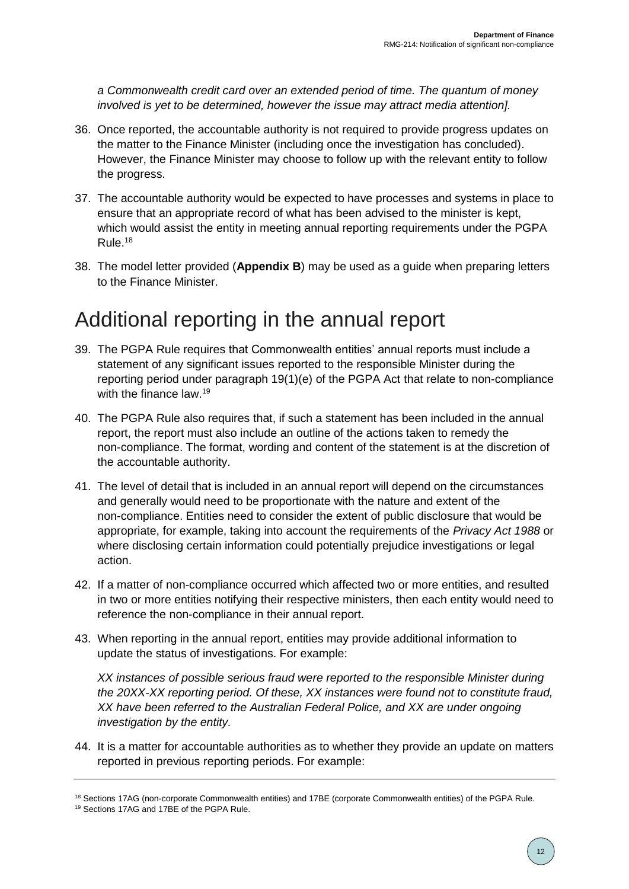*a Commonwealth credit card over an extended period of time. The quantum of money involved is yet to be determined, however the issue may attract media attention].*

36. Once reported, the accountable authority is not required to provide progress updates on the matter to the Finance Minister (including once the investigation has concluded). However, the Finance Minister may choose to follow up with the relevant entity to follow the progress.

37. The accountable authority would be expected to have processes and systems in place to ensure that an appropriate record of what has been advised to the minister is kept, which would assist the entity in meeting annual reporting requirements under the PGPA Rule.[18]

38. The model letter provided (**Appendix B**) may be used as a guide when preparing letters to the Finance Minister.

# Additional reporting in the annual report

39. The PGPA Rule requires that Commonwealth entities' annual reports must include a statement of any significant issues reported to the responsible Minister during the reporting period under paragraph 19(1)(e) of the PGPA Act that relate to non-compliance with the finance law.[19]

40. The PGPA Rule also requires that, if such a statement has been included in the annual report, the report must also include an outline of the actions taken to remedy the non-compliance. The format, wording and content of the statement is at the discretion of the accountable authority.

41. The level of detail that is included in an annual report will depend on the circumstances and generally would need to be proportionate with the nature and extent of the non-compliance. Entities need to consider the extent of public disclosure that would be appropriate, for example, taking into account the requirements of the *Privacy Act 1988* or where disclosing certain information could potentially prejudice investigations or legal action.

42. If a matter of non-compliance occurred which affected two or more entities, and resulted in two or more entities notifying their respective ministers, then each entity would need to reference the non-compliance in their annual report.

43. When reporting in the annual report, entities may provide additional information to update the status of investigations. For example:

    *XX instances of possible serious fraud were reported to the responsible Minister during the 20XX-XX reporting period. Of these, XX instances were found not to constitute fraud, XX have been referred to the Australian Federal Police, and XX are under ongoing investigation by the entity.*

44. It is a matter for accountable authorities as to whether they provide an update on matters reported in previous reporting periods. For example:

---

[18] Sections 17AG (non-corporate Commonwealth entities) and 17BE (corporate Commonwealth entities) of the PGPA Rule.

[19] Sections 17AG and 17BE of the PGPA Rule.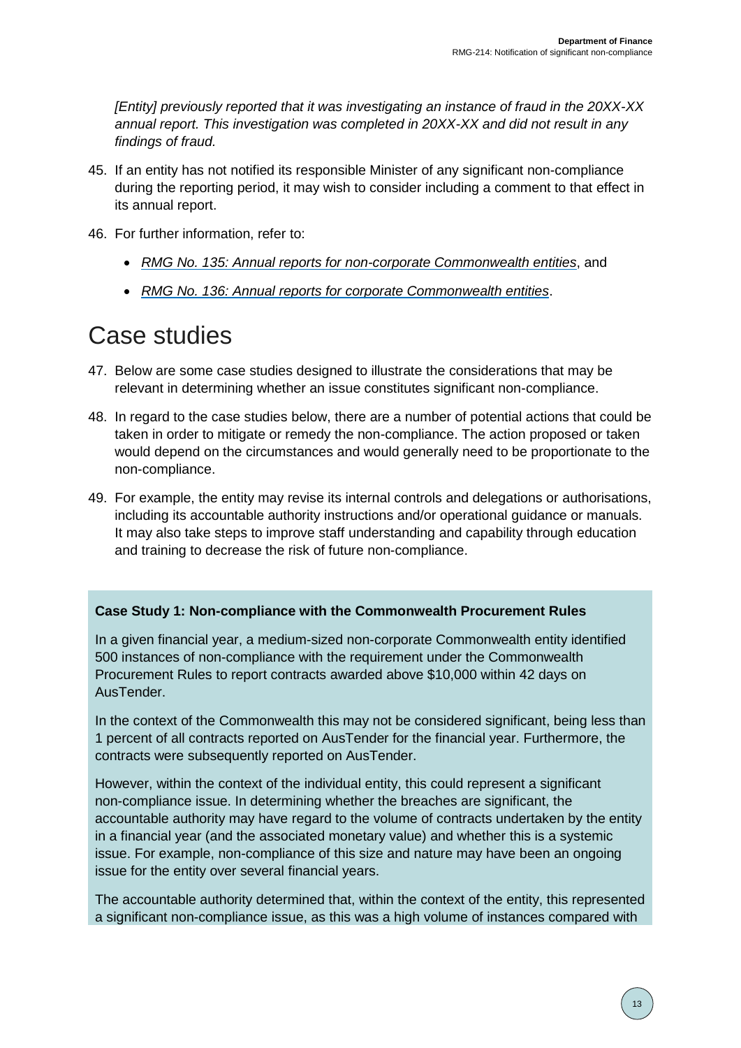*[Entity] previously reported that it was investigating an instance of fraud in the 20XX-XX annual report. This investigation was completed in 20XX-XX and did not result in any findings of fraud.*

45. If an entity has not notified its responsible Minister of any significant non-compliance during the reporting period, it may wish to consider including a comment to that effect in its annual report.

46. For further information, refer to:

    - *RMG No. 135: Annual reports for non-corporate Commonwealth entities*, and
    - *RMG No. 136: Annual reports for corporate Commonwealth entities*.

# Case studies

47. Below are some case studies designed to illustrate the considerations that may be relevant in determining whether an issue constitutes significant non-compliance.

48. In regard to the case studies below, there are a number of potential actions that could be taken in order to mitigate or remedy the non-compliance. The action proposed or taken would depend on the circumstances and would generally need to be proportionate to the non-compliance.

49. For example, the entity may revise its internal controls and delegations or authorisations, including its accountable authority instructions and/or operational guidance or manuals. It may also take steps to improve staff understanding and capability through education and training to decrease the risk of future non-compliance.

**Case Study 1: Non-compliance with the Commonwealth Procurement Rules**

In a given financial year, a medium-sized non-corporate Commonwealth entity identified 500 instances of non-compliance with the requirement under the Commonwealth Procurement Rules to report contracts awarded above $10,000 within 42 days on AusTender.

In the context of the Commonwealth this may not be considered significant, being less than 1 percent of all contracts reported on AusTender for the financial year. Furthermore, the contracts were subsequently reported on AusTender.

However, within the context of the individual entity, this could represent a significant non-compliance issue. In determining whether the breaches are significant, the accountable authority may have regard to the volume of contracts undertaken by the entity in a financial year (and the associated monetary value) and whether this is a systemic issue. For example, non-compliance of this size and nature may have been an ongoing issue for the entity over several financial years.

The accountable authority determined that, within the context of the entity, this represented a significant non-compliance issue, as this was a high volume of instances compared with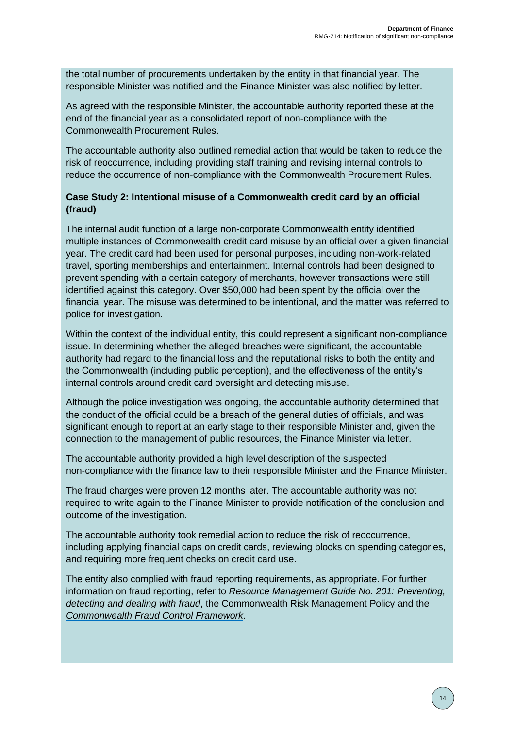the total number of procurements undertaken by the entity in that financial year. The responsible Minister was notified and the Finance Minister was also notified by letter.

As agreed with the responsible Minister, the accountable authority reported these at the end of the financial year as a consolidated report of non-compliance with the Commonwealth Procurement Rules.

The accountable authority also outlined remedial action that would be taken to reduce the risk of reoccurrence, including providing staff training and revising internal controls to reduce the occurrence of non-compliance with the Commonwealth Procurement Rules.

**Case Study 2: Intentional misuse of a Commonwealth credit card by an official (fraud)**

The internal audit function of a large non-corporate Commonwealth entity identified multiple instances of Commonwealth credit card misuse by an official over a given financial year. The credit card had been used for personal purposes, including non-work-related travel, sporting memberships and entertainment. Internal controls had been designed to prevent spending with a certain category of merchants, however transactions were still identified against this category. Over $50,000 had been spent by the official over the financial year. The misuse was determined to be intentional, and the matter was referred to police for investigation.

Within the context of the individual entity, this could represent a significant non-compliance issue. In determining whether the alleged breaches were significant, the accountable authority had regard to the financial loss and the reputational risks to both the entity and the Commonwealth (including public perception), and the effectiveness of the entity's internal controls around credit card oversight and detecting misuse.

Although the police investigation was ongoing, the accountable authority determined that the conduct of the official could be a breach of the general duties of officials, and was significant enough to report at an early stage to their responsible Minister and, given the connection to the management of public resources, the Finance Minister via letter.

The accountable authority provided a high level description of the suspected non-compliance with the finance law to their responsible Minister and the Finance Minister.

The fraud charges were proven 12 months later. The accountable authority was not required to write again to the Finance Minister to provide notification of the conclusion and outcome of the investigation.

The accountable authority took remedial action to reduce the risk of reoccurrence, including applying financial caps on credit cards, reviewing blocks on spending categories, and requiring more frequent checks on credit card use.

The entity also complied with fraud reporting requirements, as appropriate. For further information on fraud reporting, refer to *Resource Management Guide No. 201: Preventing, detecting and dealing with fraud*, the Commonwealth Risk Management Policy and the *Commonwealth Fraud Control Framework*.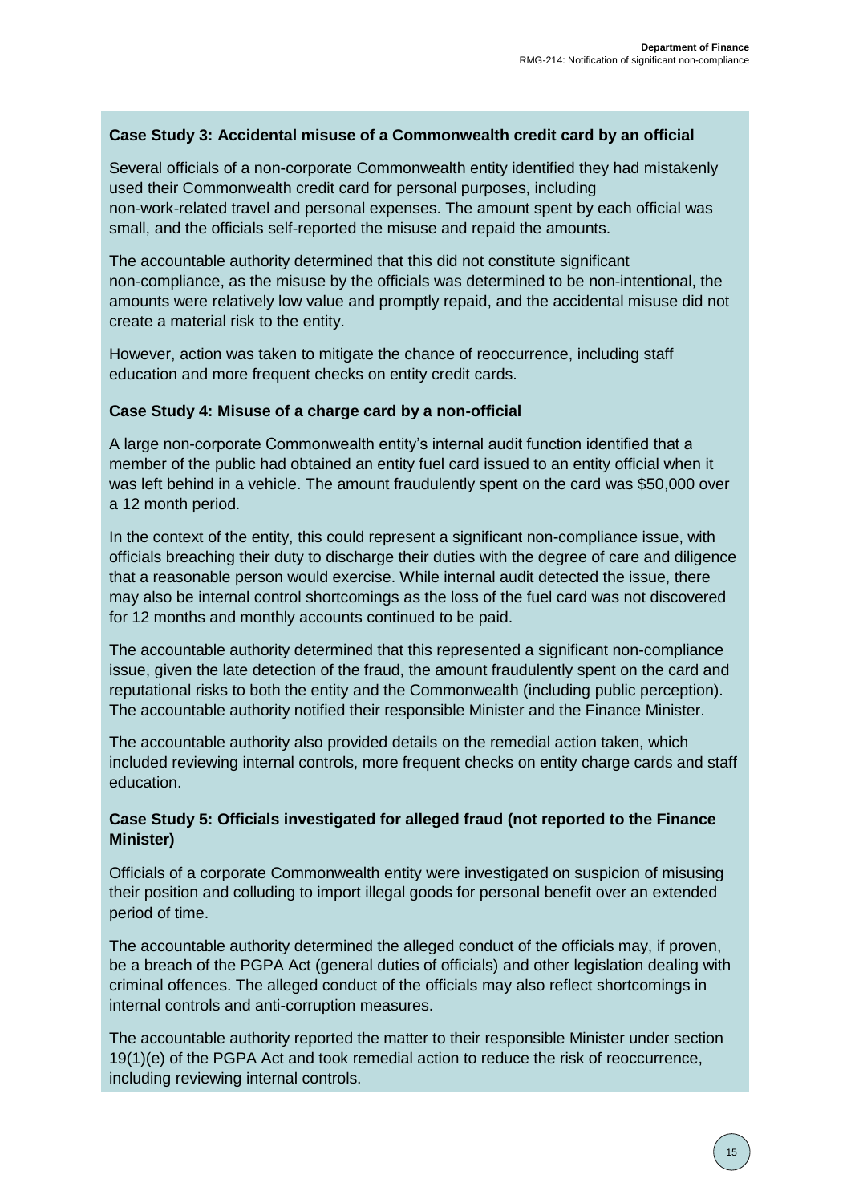**Case Study 3: Accidental misuse of a Commonwealth credit card by an official**

Several officials of a non-corporate Commonwealth entity identified they had mistakenly used their Commonwealth credit card for personal purposes, including non-work-related travel and personal expenses. The amount spent by each official was small, and the officials self-reported the misuse and repaid the amounts.

The accountable authority determined that this did not constitute significant non-compliance, as the misuse by the officials was determined to be non-intentional, the amounts were relatively low value and promptly repaid, and the accidental misuse did not create a material risk to the entity.

However, action was taken to mitigate the chance of reoccurrence, including staff education and more frequent checks on entity credit cards.

**Case Study 4: Misuse of a charge card by a non-official**

A large non-corporate Commonwealth entity's internal audit function identified that a member of the public had obtained an entity fuel card issued to an entity official when it was left behind in a vehicle. The amount fraudulently spent on the card was $50,000 over a 12 month period.

In the context of the entity, this could represent a significant non-compliance issue, with officials breaching their duty to discharge their duties with the degree of care and diligence that a reasonable person would exercise. While internal audit detected the issue, there may also be internal control shortcomings as the loss of the fuel card was not discovered for 12 months and monthly accounts continued to be paid.

The accountable authority determined that this represented a significant non-compliance issue, given the late detection of the fraud, the amount fraudulently spent on the card and reputational risks to both the entity and the Commonwealth (including public perception). The accountable authority notified their responsible Minister and the Finance Minister.

The accountable authority also provided details on the remedial action taken, which included reviewing internal controls, more frequent checks on entity charge cards and staff education.

**Case Study 5: Officials investigated for alleged fraud (not reported to the Finance Minister)**

Officials of a corporate Commonwealth entity were investigated on suspicion of misusing their position and colluding to import illegal goods for personal benefit over an extended period of time.

The accountable authority determined the alleged conduct of the officials may, if proven, be a breach of the PGPA Act (general duties of officials) and other legislation dealing with criminal offences. The alleged conduct of the officials may also reflect shortcomings in internal controls and anti-corruption measures.

The accountable authority reported the matter to their responsible Minister under section 19(1)(e) of the PGPA Act and took remedial action to reduce the risk of reoccurrence, including reviewing internal controls.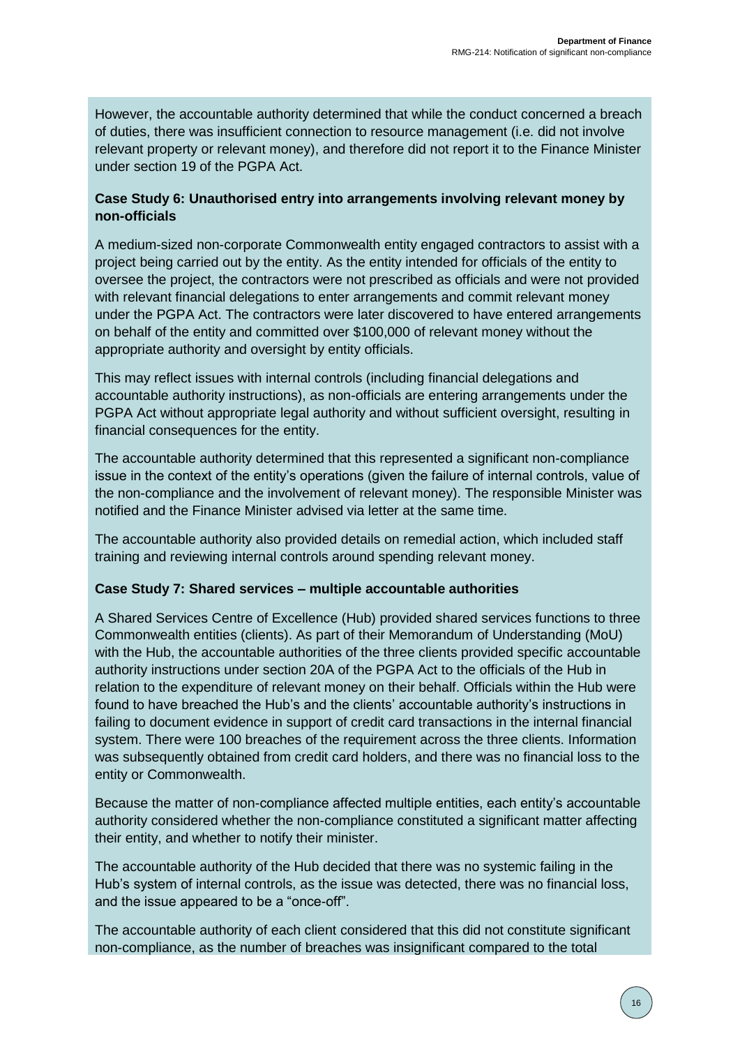However, the accountable authority determined that while the conduct concerned a breach of duties, there was insufficient connection to resource management (i.e. did not involve relevant property or relevant money), and therefore did not report it to the Finance Minister under section 19 of the PGPA Act.

**Case Study 6: Unauthorised entry into arrangements involving relevant money by non-officials**

A medium-sized non-corporate Commonwealth entity engaged contractors to assist with a project being carried out by the entity. As the entity intended for officials of the entity to oversee the project, the contractors were not prescribed as officials and were not provided with relevant financial delegations to enter arrangements and commit relevant money under the PGPA Act. The contractors were later discovered to have entered arrangements on behalf of the entity and committed over $100,000 of relevant money without the appropriate authority and oversight by entity officials.

This may reflect issues with internal controls (including financial delegations and accountable authority instructions), as non-officials are entering arrangements under the PGPA Act without appropriate legal authority and without sufficient oversight, resulting in financial consequences for the entity.

The accountable authority determined that this represented a significant non-compliance issue in the context of the entity's operations (given the failure of internal controls, value of the non-compliance and the involvement of relevant money). The responsible Minister was notified and the Finance Minister advised via letter at the same time.

The accountable authority also provided details on remedial action, which included staff training and reviewing internal controls around spending relevant money.

**Case Study 7: Shared services – multiple accountable authorities**

A Shared Services Centre of Excellence (Hub) provided shared services functions to three Commonwealth entities (clients). As part of their Memorandum of Understanding (MoU) with the Hub, the accountable authorities of the three clients provided specific accountable authority instructions under section 20A of the PGPA Act to the officials of the Hub in relation to the expenditure of relevant money on their behalf. Officials within the Hub were found to have breached the Hub's and the clients' accountable authority's instructions in failing to document evidence in support of credit card transactions in the internal financial system. There were 100 breaches of the requirement across the three clients. Information was subsequently obtained from credit card holders, and there was no financial loss to the entity or Commonwealth.

Because the matter of non-compliance affected multiple entities, each entity's accountable authority considered whether the non-compliance constituted a significant matter affecting their entity, and whether to notify their minister.

The accountable authority of the Hub decided that there was no systemic failing in the Hub's system of internal controls, as the issue was detected, there was no financial loss, and the issue appeared to be a "once-off".

The accountable authority of each client considered that this did not constitute significant non-compliance, as the number of breaches was insignificant compared to the total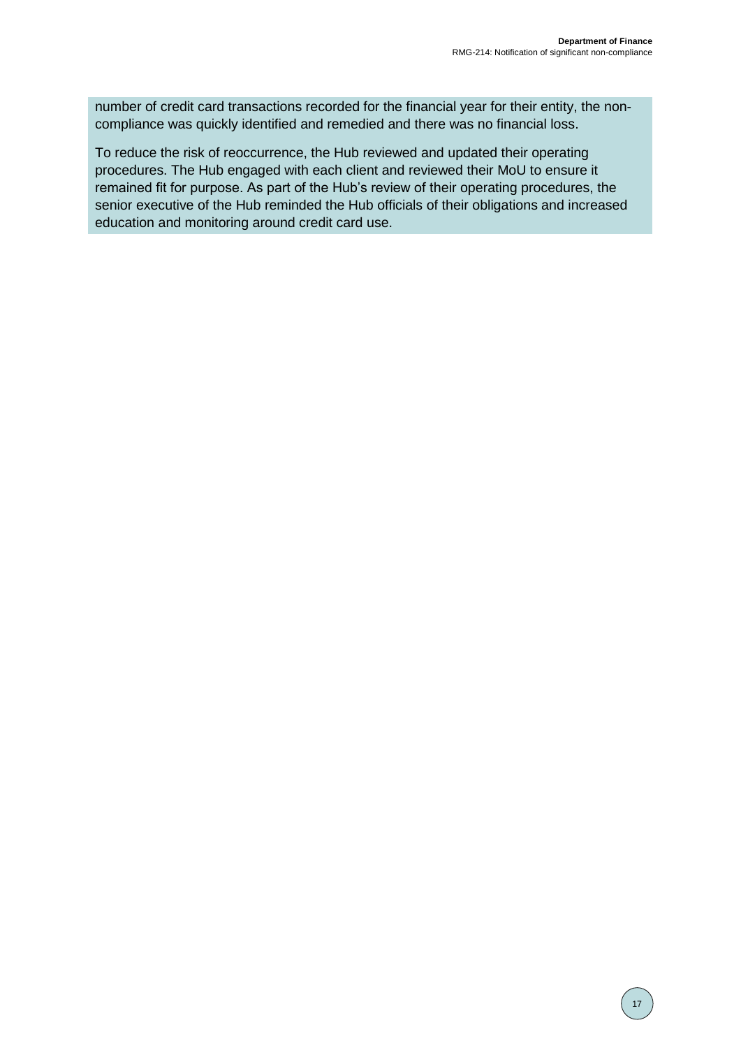number of credit card transactions recorded for the financial year for their entity, the non-compliance was quickly identified and remedied and there was no financial loss.

To reduce the risk of reoccurrence, the Hub reviewed and updated their operating procedures. The Hub engaged with each client and reviewed their MoU to ensure it remained fit for purpose. As part of the Hub's review of their operating procedures, the senior executive of the Hub reminded the Hub officials of their obligations and increased education and monitoring around credit card use.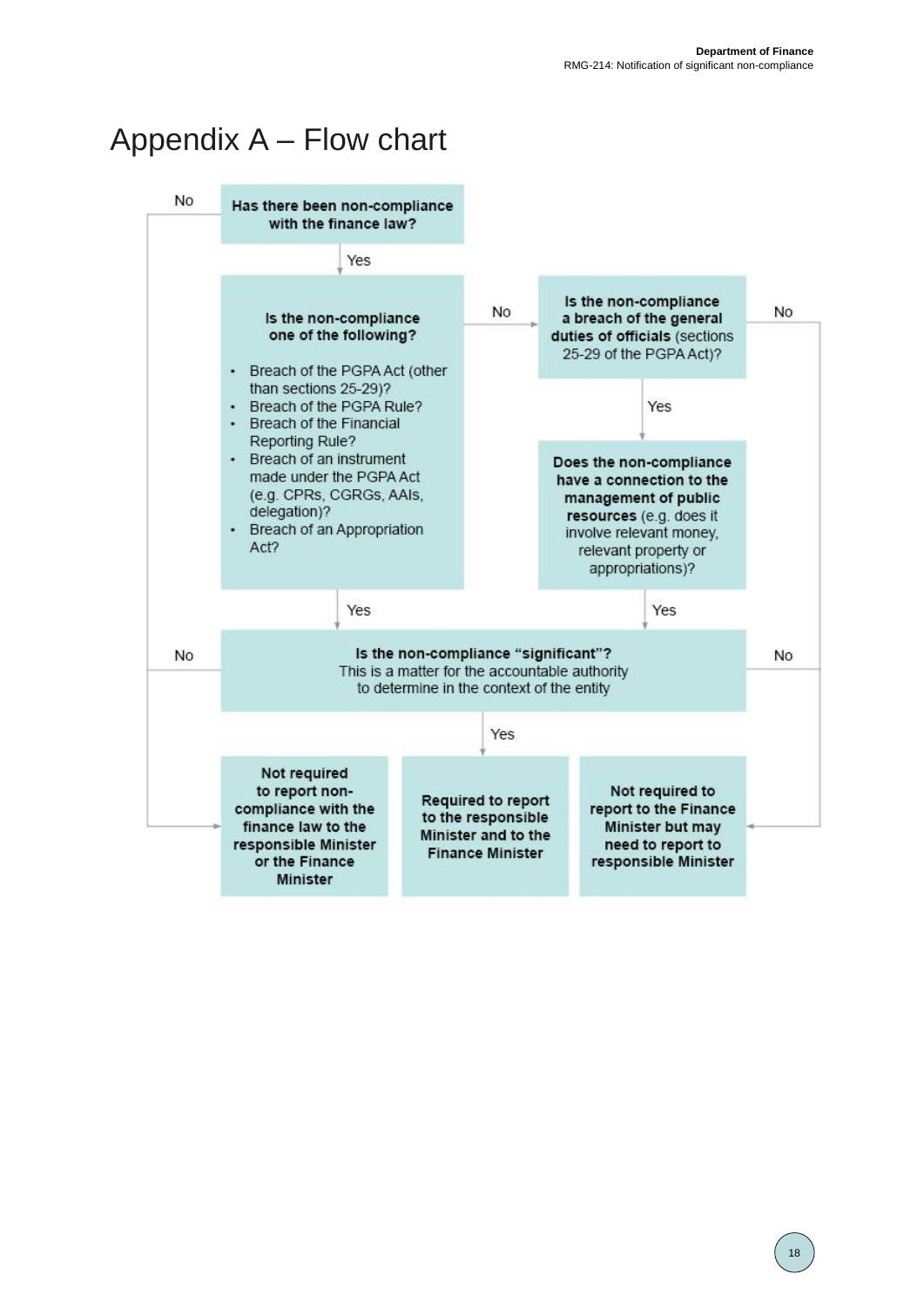# Appendix A – Flow chart

**Has there been non-compliance with the finance law?**

- No → **Not required to report non-compliance with the finance law to the responsible Minister or the Finance Minister**
- Yes → **Is the non-compliance one of the following?**
  - Breach of the PGPA Act (other than sections 25-29)?
  - Breach of the PGPA Rule?
  - Breach of the Financial Reporting Rule?
  - Breach of an instrument made under the PGPA Act (e.g. CPRs, CGRGs, AAIs, delegation)?
  - Breach of an Appropriation Act?

**Is the non-compliance one of the following?**

- Yes → **Is the non-compliance "significant"?**
- No → **Is the non-compliance a breach of the general duties of officials** (sections 25-29 of the PGPA Act)?

**Is the non-compliance a breach of the general duties of officials** (sections 25-29 of the PGPA Act)?

- No → **Not required to report to the Finance Minister but may need to report to responsible Minister**
- Yes → **Does the non-compliance have a connection to the management of public resources** (e.g. does it involve relevant money, relevant property or appropriations)?

**Does the non-compliance have a connection to the management of public resources?**

- Yes → **Is the non-compliance "significant"?**

**Is the non-compliance "significant"?** This is a matter for the accountable authority to determine in the context of the entity

- Yes → **Required to report to the responsible Minister and to the Finance Minister**
- No (left) → **Not required to report non-compliance with the finance law to the responsible Minister or the Finance Minister**
- No (right) → **Not required to report to the Finance Minister but may need to report to responsible Minister**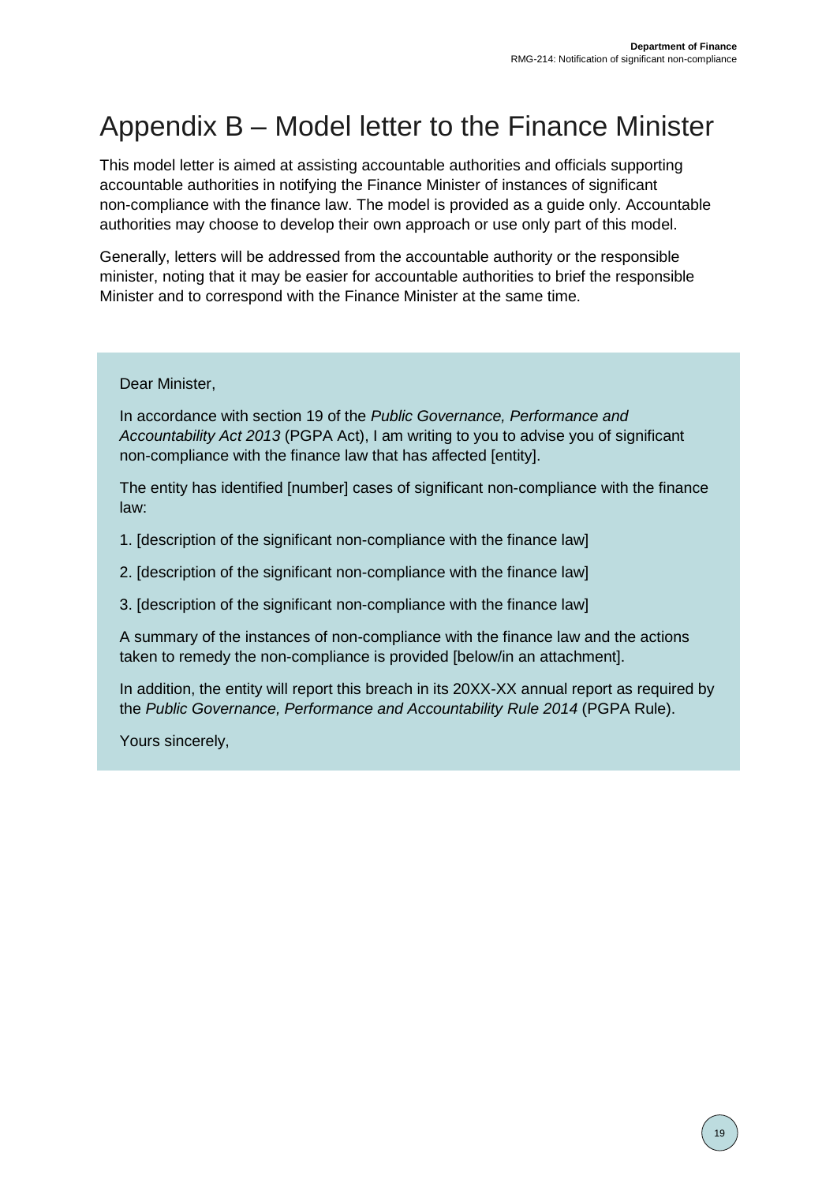# Appendix B – Model letter to the Finance Minister

This model letter is aimed at assisting accountable authorities and officials supporting accountable authorities in notifying the Finance Minister of instances of significant non-compliance with the finance law. The model is provided as a guide only. Accountable authorities may choose to develop their own approach or use only part of this model.

Generally, letters will be addressed from the accountable authority or the responsible minister, noting that it may be easier for accountable authorities to brief the responsible Minister and to correspond with the Finance Minister at the same time.

> Dear Minister,
>
> In accordance with section 19 of the *Public Governance, Performance and Accountability Act 2013* (PGPA Act), I am writing to you to advise you of significant non-compliance with the finance law that has affected [entity].
>
> The entity has identified [number] cases of significant non-compliance with the finance law:
>
> 1. [description of the significant non-compliance with the finance law]
> 2. [description of the significant non-compliance with the finance law]
> 3. [description of the significant non-compliance with the finance law]
>
> A summary of the instances of non-compliance with the finance law and the actions taken to remedy the non-compliance is provided [below/in an attachment].
>
> In addition, the entity will report this breach in its 20XX-XX annual report as required by the *Public Governance, Performance and Accountability Rule 2014* (PGPA Rule).
>
> Yours sincerely,